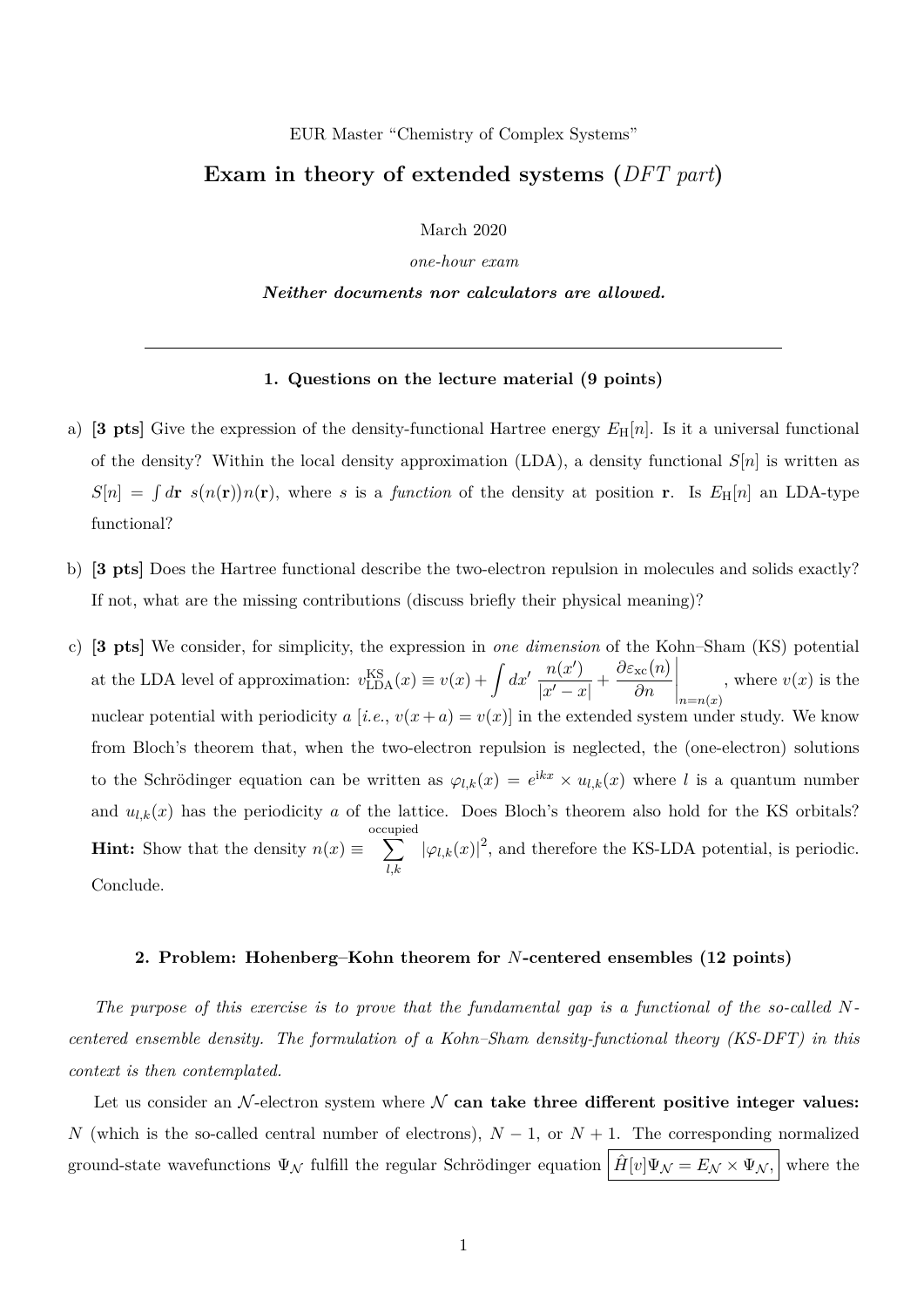EUR Master "Chemistry of Complex Systems"

# Exam in theory of extended systems (*DFT part*)

March 2020

*one-hour exam*

***Neither documents nor calculators are allowed.***

---

### 1. Questions on the lecture material (9 points)

a) **[3 pts]** Give the expression of the density-functional Hartree energy $E_{\rm H}[n]$. Is it a universal functional of the density? Within the local density approximation (LDA), a density functional $S[n]$ is written as $S[n] = \int d\mathbf{r}\; s(n(\mathbf{r}))n(\mathbf{r})$, where $s$ is a *function* of the density at position $\mathbf{r}$. Is $E_{\rm H}[n]$ an LDA-type functional?

b) **[3 pts]** Does the Hartree functional describe the two-electron repulsion in molecules and solids exactly? If not, what are the missing contributions (discuss briefly their physical meaning)?

c) **[3 pts]** We consider, for simplicity, the expression in *one dimension* of the Kohn–Sham (KS) potential at the LDA level of approximation: $v^{\rm KS}_{\rm LDA}(x) \equiv v(x) + \displaystyle\int dx' \, \frac{n(x')}{|x'-x|} + \left.\frac{\partial \varepsilon_{\rm xc}(n)}{\partial n}\right|_{n=n(x)}$, where $v(x)$ is the nuclear potential with periodicity $a$ [*i.e.*, $v(x+a) = v(x)$] in the extended system under study. We know from Bloch's theorem that, when the two-electron repulsion is neglected, the (one-electron) solutions to the Schrödinger equation can be written as $\varphi_{l,k}(x) = e^{{\rm i}kx} \times u_{l,k}(x)$ where $l$ is a quantum number and $u_{l,k}(x)$ has the periodicity $a$ of the lattice. Does Bloch's theorem also hold for the KS orbitals? **Hint:** Show that the density $n(x) \equiv \displaystyle\sum_{l,k}^{\rm occupied} |\varphi_{l,k}(x)|^2$, and therefore the KS-LDA potential, is periodic. Conclude.

### 2. Problem: Hohenberg–Kohn theorem for $N$-centered ensembles (12 points)

*The purpose of this exercise is to prove that the fundamental gap is a functional of the so-called $N$-centered ensemble density. The formulation of a Kohn–Sham density-functional theory (KS-DFT) in this context is then contemplated.*

Let us consider an $\mathcal{N}$-electron system where $\mathcal{N}$ **can take three different positive integer values:** $N$ (which is the so-called central number of electrons), $N-1$, or $N+1$. The corresponding normalized ground-state wavefunctions $\Psi_{\mathcal{N}}$ fulfill the regular Schrödinger equation $\boxed{\hat{H}[v]\Psi_{\mathcal{N}} = E_{\mathcal{N}} \times \Psi_{\mathcal{N}},}$ where the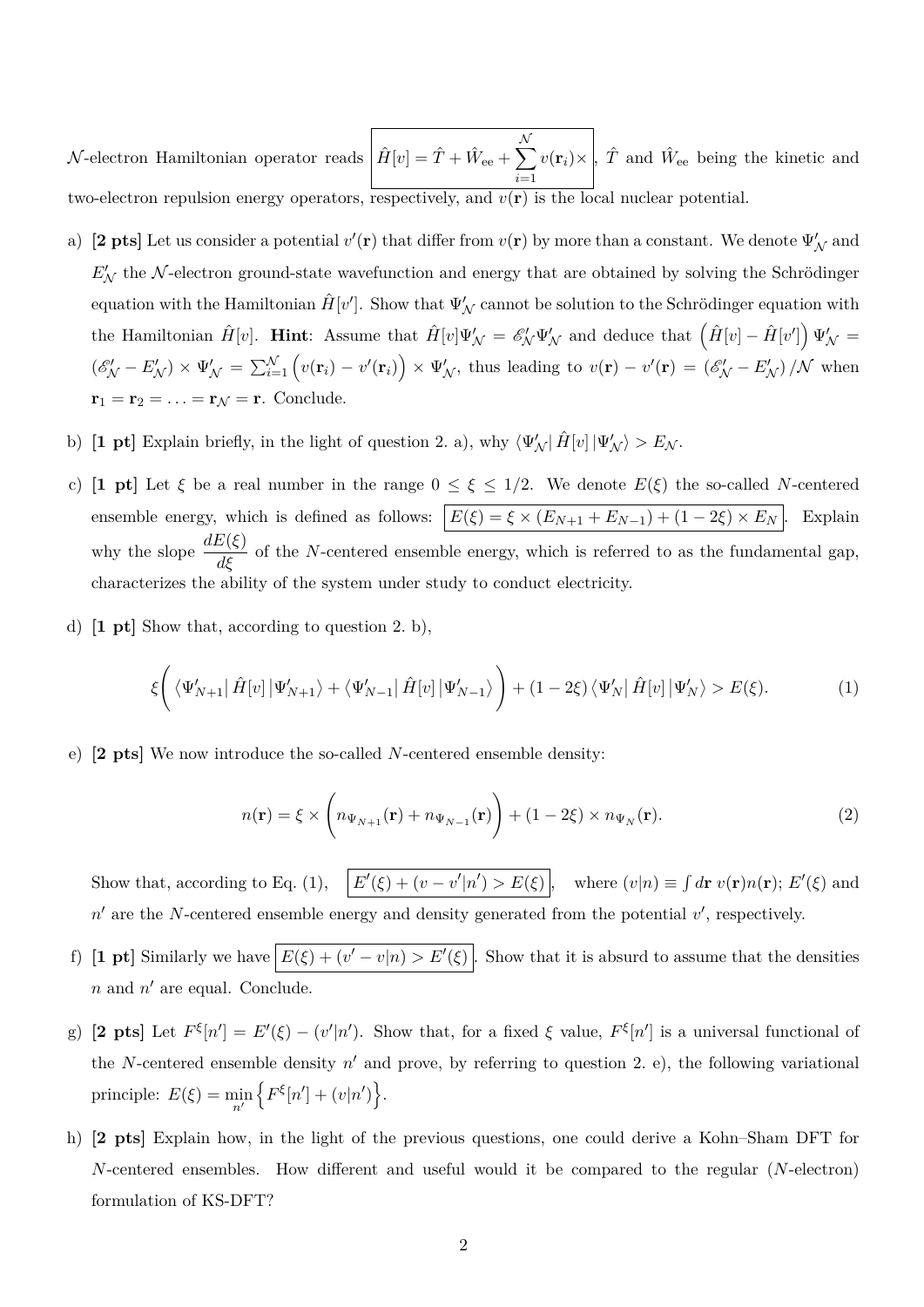$\mathcal{N}$-electron Hamiltonian operator reads $\boxed{\hat{H}[v] = \hat{T} + \hat{W}_{\text{ee}} + \sum_{i=1}^{\mathcal{N}} v(\mathbf{r}_i)\times}$, $\hat{T}$ and $\hat{W}_{\text{ee}}$ being the kinetic and two-electron repulsion energy operators, respectively, and $v(\mathbf{r})$ is the local nuclear potential.

a) **[2 pts]** Let us consider a potential $v'(\mathbf{r})$ that differ from $v(\mathbf{r})$ by more than a constant. We denote $\Psi'_{\mathcal{N}}$ and $E'_{\mathcal{N}}$ the $\mathcal{N}$-electron ground-state wavefunction and energy that are obtained by solving the Schrödinger equation with the Hamiltonian $\hat{H}[v']$. Show that $\Psi'_{\mathcal{N}}$ cannot be solution to the Schrödinger equation with the Hamiltonian $\hat{H}[v]$. **Hint**: Assume that $\hat{H}[v]\Psi'_{\mathcal{N}} = \mathscr{E}'_{\mathcal{N}}\Psi'_{\mathcal{N}}$ and deduce that $\left(\hat{H}[v] - \hat{H}[v']\right)\Psi'_{\mathcal{N}} = \left(\mathscr{E}'_{\mathcal{N}} - E'_{\mathcal{N}}\right) \times \Psi'_{\mathcal{N}} = \sum_{i=1}^{\mathcal{N}}\left(v(\mathbf{r}_i) - v'(\mathbf{r}_i)\right) \times \Psi'_{\mathcal{N}}$, thus leading to $v(\mathbf{r}) - v'(\mathbf{r}) = \left(\mathscr{E}'_{\mathcal{N}} - E'_{\mathcal{N}}\right)/\mathcal{N}$ when $\mathbf{r}_1 = \mathbf{r}_2 = \ldots = \mathbf{r}_{\mathcal{N}} = \mathbf{r}$. Conclude.

b) **[1 pt]** Explain briefly, in the light of question 2. a), why $\langle\Psi'_{\mathcal{N}}|\,\hat{H}[v]\,|\Psi'_{\mathcal{N}}\rangle > E_{\mathcal{N}}$.

c) **[1 pt]** Let $\xi$ be a real number in the range $0 \leq \xi \leq 1/2$. We denote $E(\xi)$ the so-called $N$-centered ensemble energy, which is defined as follows: $\boxed{E(\xi) = \xi \times (E_{N+1} + E_{N-1}) + (1 - 2\xi) \times E_N}$. Explain why the slope $\dfrac{dE(\xi)}{d\xi}$ of the $N$-centered ensemble energy, which is referred to as the fundamental gap, characterizes the ability of the system under study to conduct electricity.

d) **[1 pt]** Show that, according to question 2. b),

$$\xi\Bigg(\langle\Psi'_{N+1}|\,\hat{H}[v]\,|\Psi'_{N+1}\rangle + \langle\Psi'_{N-1}|\,\hat{H}[v]\,|\Psi'_{N-1}\rangle\Bigg) + (1-2\xi)\,\langle\Psi'_{N}|\,\hat{H}[v]\,|\Psi'_{N}\rangle > E(\xi). \tag{1}$$

e) **[2 pts]** We now introduce the so-called $N$-centered ensemble density:

$$n(\mathbf{r}) = \xi \times \Bigg(n_{\Psi_{N+1}}(\mathbf{r}) + n_{\Psi_{N-1}}(\mathbf{r})\Bigg) + (1-2\xi) \times n_{\Psi_N}(\mathbf{r}). \tag{2}$$

Show that, according to Eq. (1), $\boxed{E'(\xi) + (v - v'|n') > E(\xi)}$, where $(v|n) \equiv \int d\mathbf{r}\; v(\mathbf{r})n(\mathbf{r})$; $E'(\xi)$ and $n'$ are the $N$-centered ensemble energy and density generated from the potential $v'$, respectively.

f) **[1 pt]** Similarly we have $\boxed{E(\xi) + (v' - v|n) > E'(\xi)}$. Show that it is absurd to assume that the densities $n$ and $n'$ are equal. Conclude.

g) **[2 pts]** Let $F^{\xi}[n'] = E'(\xi) - (v'|n')$. Show that, for a fixed $\xi$ value, $F^{\xi}[n']$ is a universal functional of the $N$-centered ensemble density $n'$ and prove, by referring to question 2. e), the following variational principle: $E(\xi) = \min\limits_{n'}\left\{F^{\xi}[n'] + (v|n')\right\}$.

h) **[2 pts]** Explain how, in the light of the previous questions, one could derive a Kohn–Sham DFT for $N$-centered ensembles. How different and useful would it be compared to the regular ($N$-electron) formulation of KS-DFT?